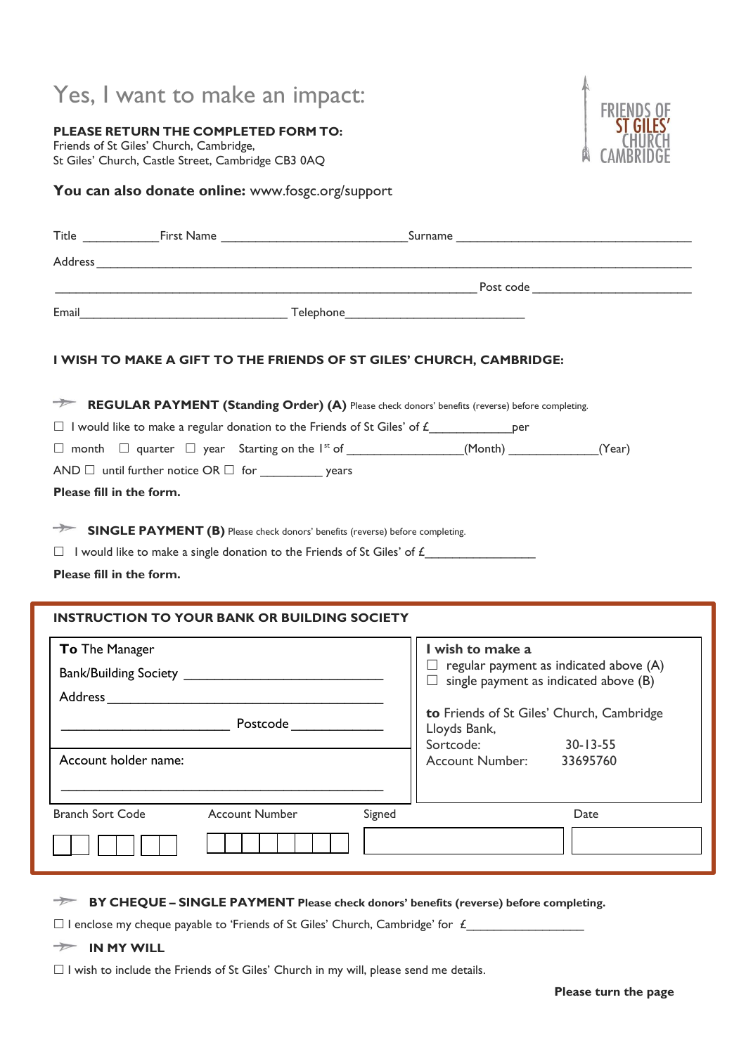# Yes, I want to make an impact:

**PLEASE RETURN THE COMPLETED FORM TO:**
Friends of St Giles' Church, Cambridge,
St Giles' Church, Castle Street, Cambridge CB3 0AQ

FRIENDS OF ST GILES' CHURCH CAMBRIDGE

**You can also donate online:** www.fosgc.org/support

Title ___________ First Name ___________________________ Surname ___________________________________

Address _______________________________________________________________________________

_______________________________________________________________ Post code ________________________

Email _______________________________ Telephone ___________________________

**I WISH TO MAKE A GIFT TO THE FRIENDS OF ST GILES' CHURCH, CAMBRIDGE:**

**REGULAR PAYMENT (Standing Order) (A)** Please check donors' benefits (reverse) before completing.

☐ I would like to make a regular donation to the Friends of St Giles' of £____________ per

☐ month ☐ quarter ☐ year Starting on the 1st of _________________ (Month) _____________ (Year)

AND ☐ until further notice OR ☐ for _________ years

**Please fill in the form.**

**SINGLE PAYMENT (B)** Please check donors' benefits (reverse) before completing.

☐ I would like to make a single donation to the Friends of St Giles' of £________________

**Please fill in the form.**

**INSTRUCTION TO YOUR BANK OR BUILDING SOCIETY**

**To** The Manager

Bank/Building Society ___________________________

Address _______________________________________

_______________________ Postcode _____________

Account holder name:

_______________________________________________

**I wish to make a**
☐ regular payment as indicated above (A)
☐ single payment as indicated above (B)

**to** Friends of St Giles' Church, Cambridge
Lloyds Bank,
Sortcode: 30-13-55
Account Number: 33695760

| Branch Sort Code | Account Number | Signed | Date |
|---|---|---|---|
| | | | |

**BY CHEQUE – SINGLE PAYMENT Please check donors' benefits (reverse) before completing.**

☐ I enclose my cheque payable to 'Friends of St Giles' Church, Cambridge' for £_________________

**IN MY WILL**

☐ I wish to include the Friends of St Giles' Church in my will, please send me details.

**Please turn the page**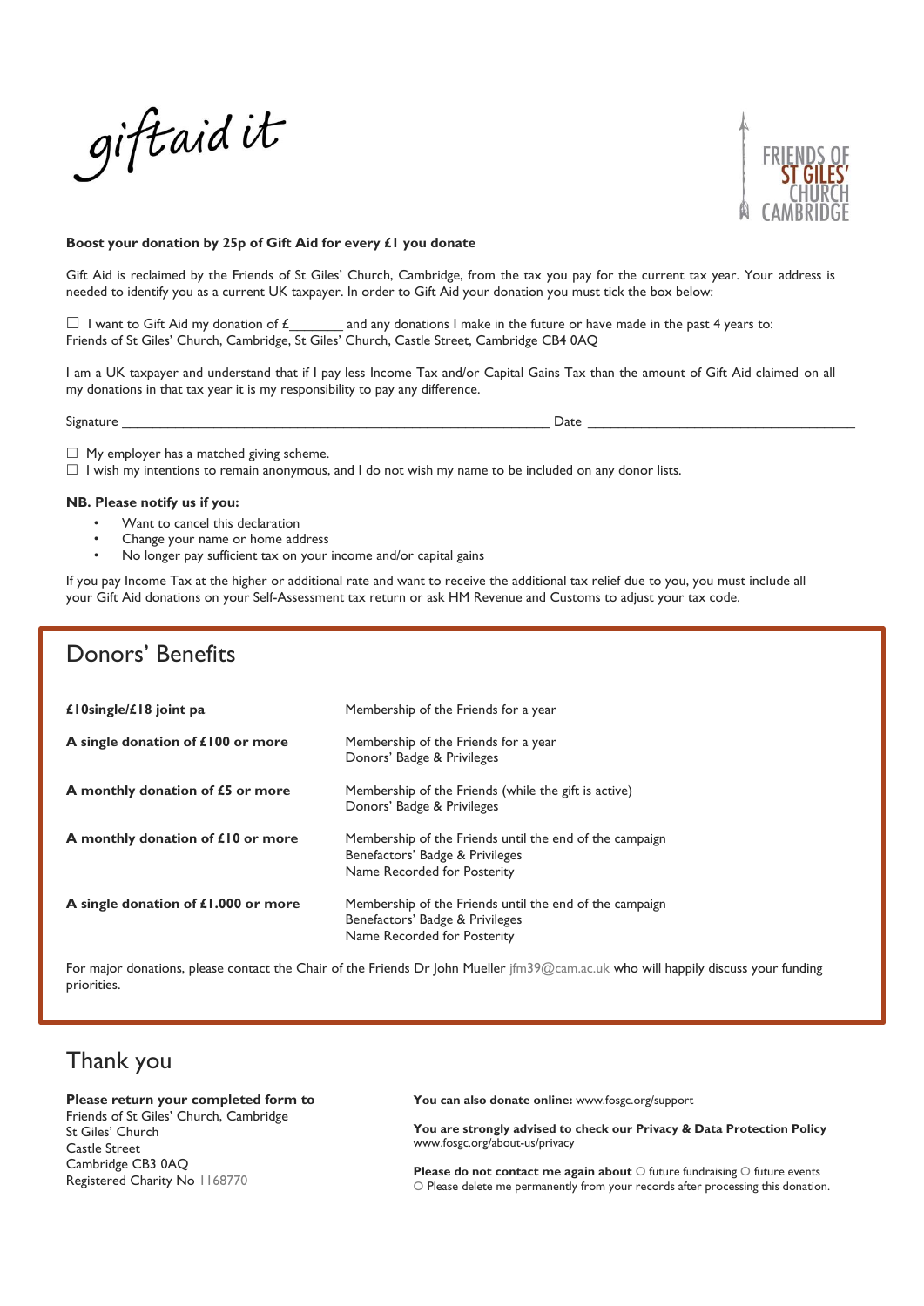giftaid it

FRIENDS OF ST GILES' CHURCH CAMBRIDGE

**Boost your donation by 25p of Gift Aid for every £1 you donate**

Gift Aid is reclaimed by the Friends of St Giles' Church, Cambridge, from the tax you pay for the current tax year. Your address is needed to identify you as a current UK taxpayer. In order to Gift Aid your donation you must tick the box below:

☐ I want to Gift Aid my donation of £________ and any donations I make in the future or have made in the past 4 years to: Friends of St Giles' Church, Cambridge, St Giles' Church, Castle Street, Cambridge CB4 0AQ

I am a UK taxpayer and understand that if I pay less Income Tax and/or Capital Gains Tax than the amount of Gift Aid claimed on all my donations in that tax year it is my responsibility to pay any difference.

Signature ______________________________________________ Date ______________________________

☐ My employer has a matched giving scheme.
☐ I wish my intentions to remain anonymous, and I do not wish my name to be included on any donor lists.

**NB. Please notify us if you:**

- Want to cancel this declaration
- Change your name or home address
- No longer pay sufficient tax on your income and/or capital gains

If you pay Income Tax at the higher or additional rate and want to receive the additional tax relief due to you, you must include all your Gift Aid donations on your Self-Assessment tax return or ask HM Revenue and Customs to adjust your tax code.

## Donors' Benefits

| | |
|---|---|
| **£10single/£18 joint pa** | Membership of the Friends for a year |
| **A single donation of £100 or more** | Membership of the Friends for a year<br>Donors' Badge & Privileges |
| **A monthly donation of £5 or more** | Membership of the Friends (while the gift is active)<br>Donors' Badge & Privileges |
| **A monthly donation of £10 or more** | Membership of the Friends until the end of the campaign<br>Benefactors' Badge & Privileges<br>Name Recorded for Posterity |
| **A single donation of £1.000 or more** | Membership of the Friends until the end of the campaign<br>Benefactors' Badge & Privileges<br>Name Recorded for Posterity |

For major donations, please contact the Chair of the Friends Dr John Mueller jfm39@cam.ac.uk who will happily discuss your funding priorities.

## Thank you

**Please return your completed form to**
Friends of St Giles' Church, Cambridge
St Giles' Church
Castle Street
Cambridge CB3 0AQ
Registered Charity No 1168770

**You can also donate online:** www.fosgc.org/support

**You are strongly advised to check our Privacy & Data Protection Policy**
www.fosgc.org/about-us/privacy

**Please do not contact me again about** ○ future fundraising ○ future events
○ Please delete me permanently from your records after processing this donation.